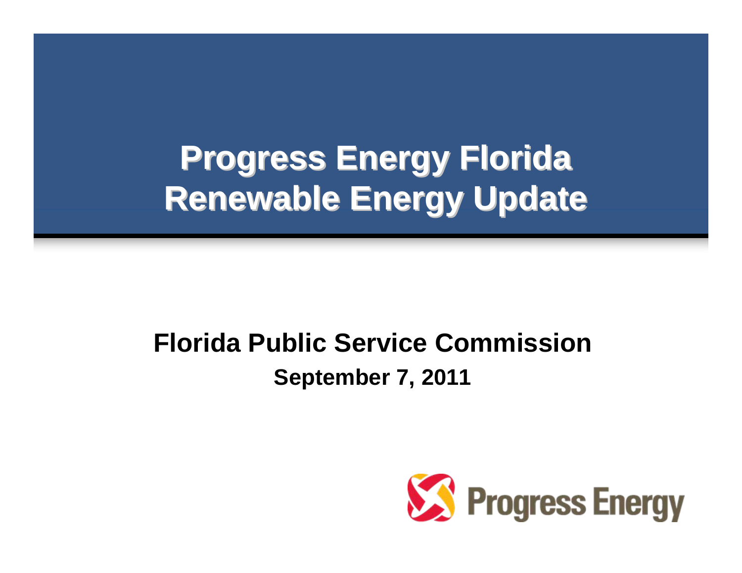# Progress Energy Florida Renewable Energy Update

## Florida Public Service Commission

**September 7, 2011**

Progress Energy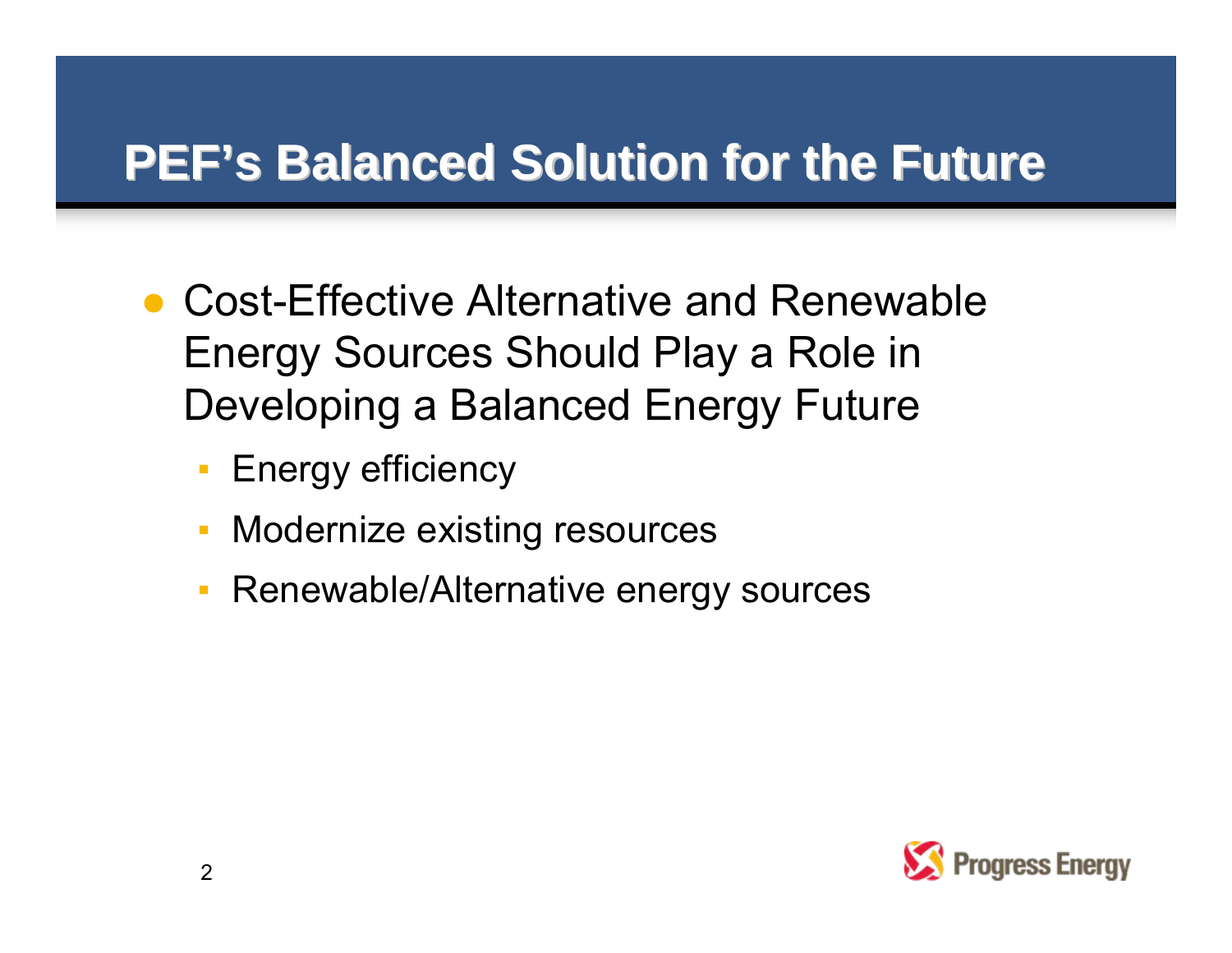# PEF's Balanced Solution for the Future

- Cost-Effective Alternative and Renewable Energy Sources Should Play a Role in Developing a Balanced Energy Future
  - Energy efficiency
  - Modernize existing resources
  - Renewable/Alternative energy sources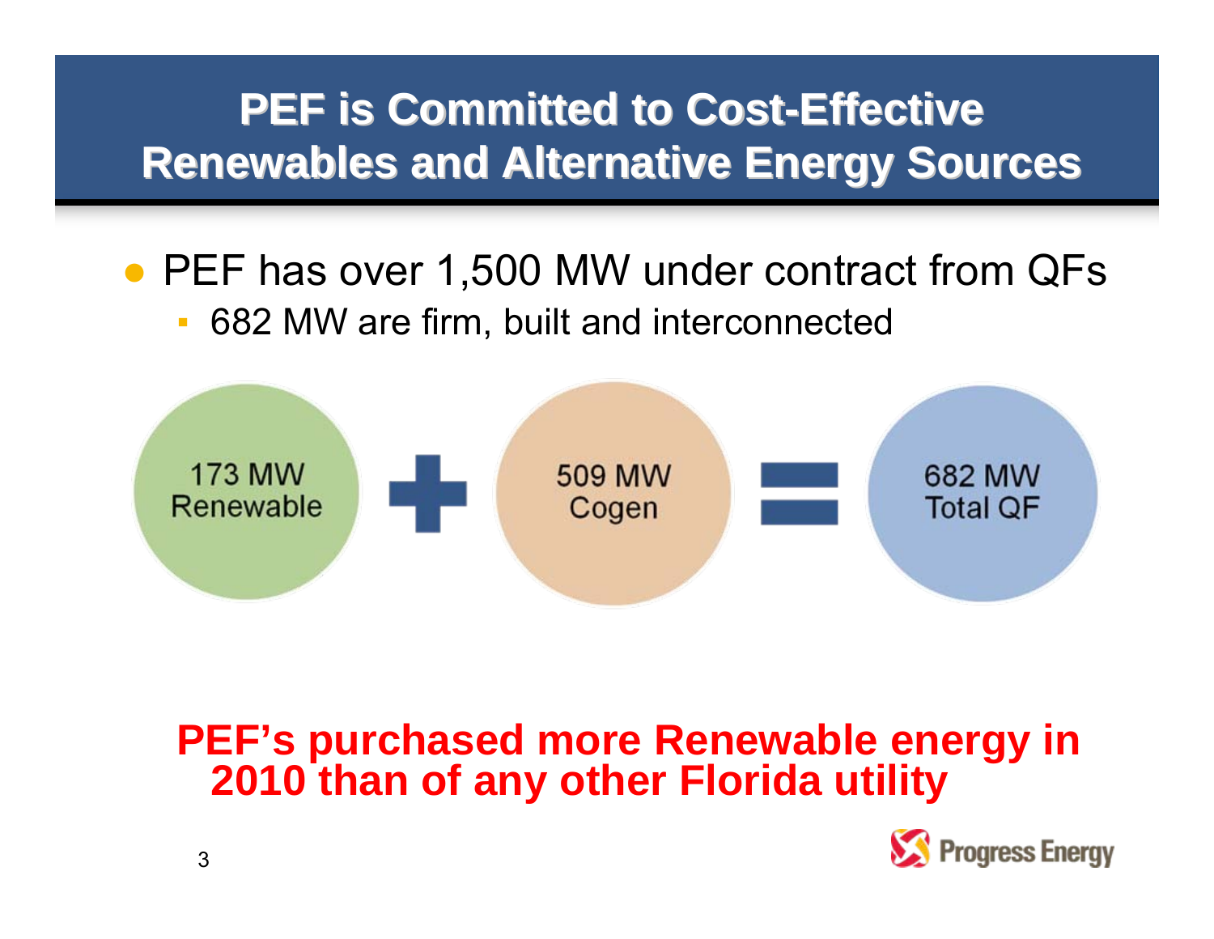# PEF is Committed to Cost-Effective Renewables and Alternative Energy Sources

- PEF has over 1,500 MW under contract from QFs
  - 682 MW are firm, built and interconnected

173 MW Renewable + 509 MW Cogen = 682 MW Total QF

**PEF's purchased more Renewable energy in 2010 than of any other Florida utility**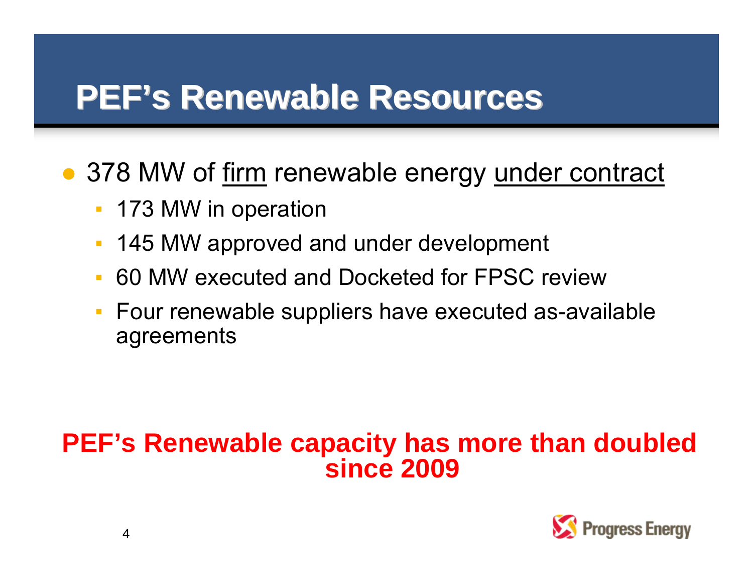# PEF's Renewable Resources

- 378 MW of <u>firm</u> renewable energy <u>under contract</u>
  - 173 MW in operation
  - 145 MW approved and under development
  - 60 MW executed and Docketed for FPSC review
  - Four renewable suppliers have executed as-available agreements

**PEF's Renewable capacity has more than doubled since 2009**

Progress Energy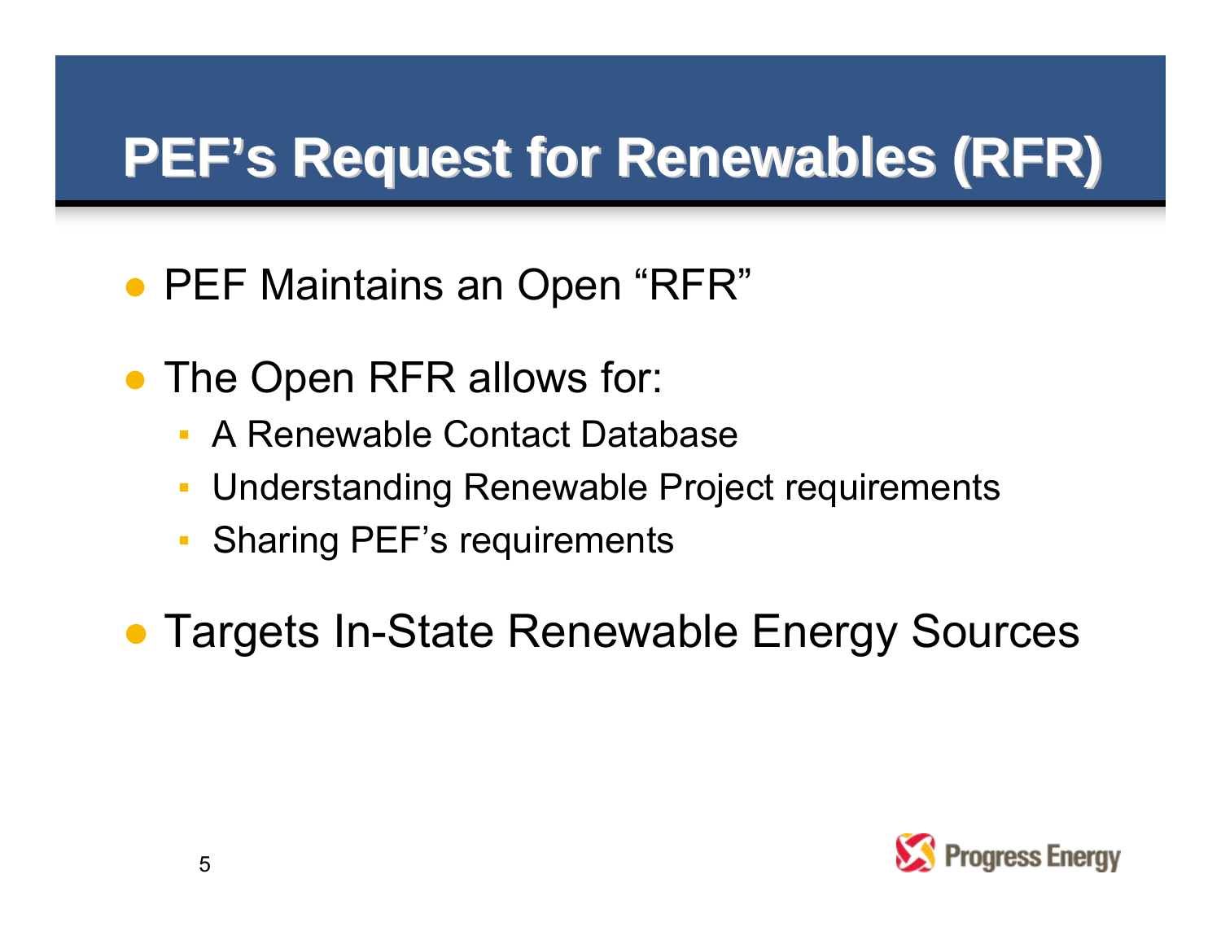# PEF's Request for Renewables (RFR)

- PEF Maintains an Open "RFR"
- The Open RFR allows for:
  - A Renewable Contact Database
  - Understanding Renewable Project requirements
  - Sharing PEF's requirements
- Targets In-State Renewable Energy Sources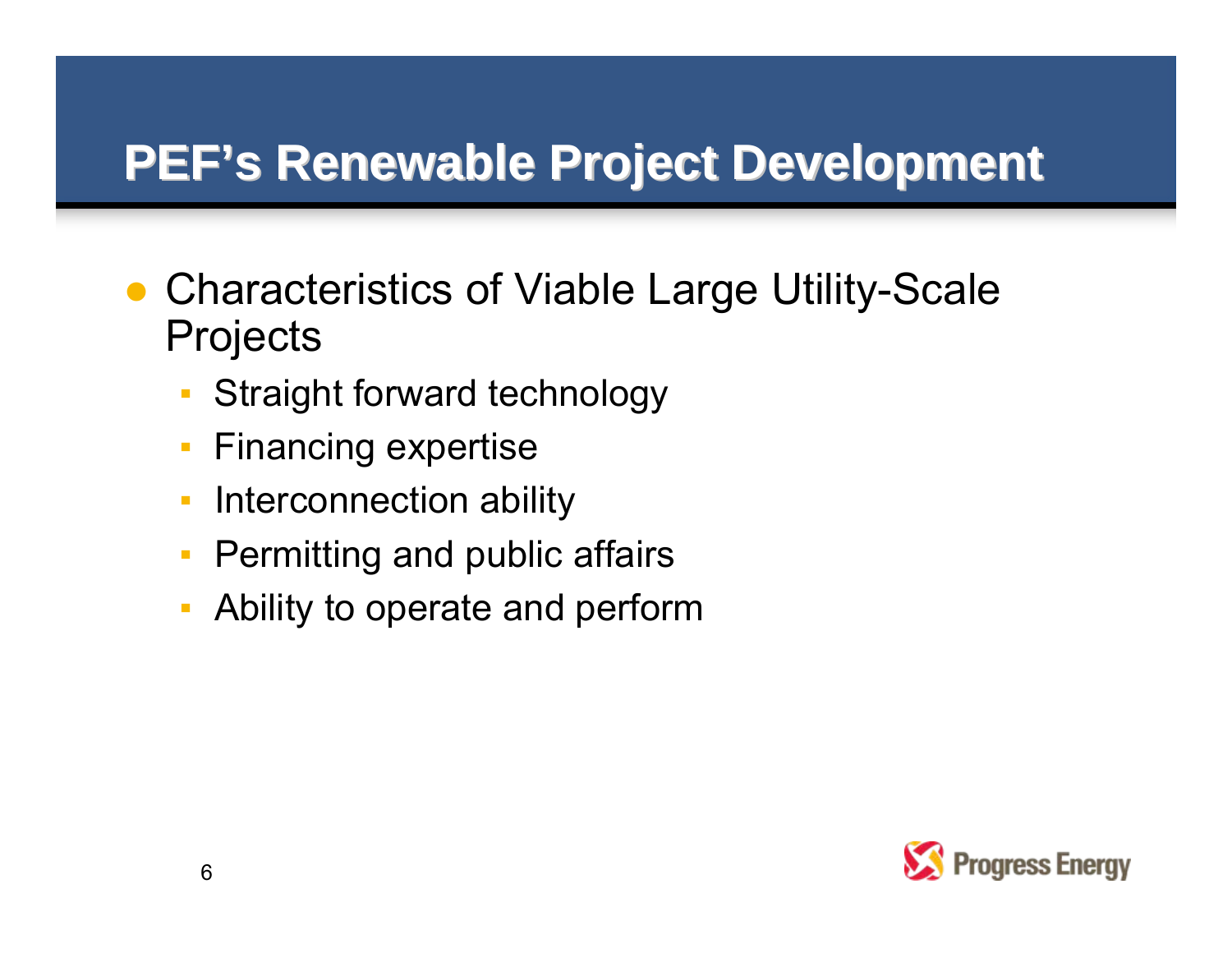# PEF's Renewable Project Development

- Characteristics of Viable Large Utility-Scale Projects
  - Straight forward technology
  - Financing expertise
  - Interconnection ability
  - Permitting and public affairs
  - Ability to operate and perform

Progress Energy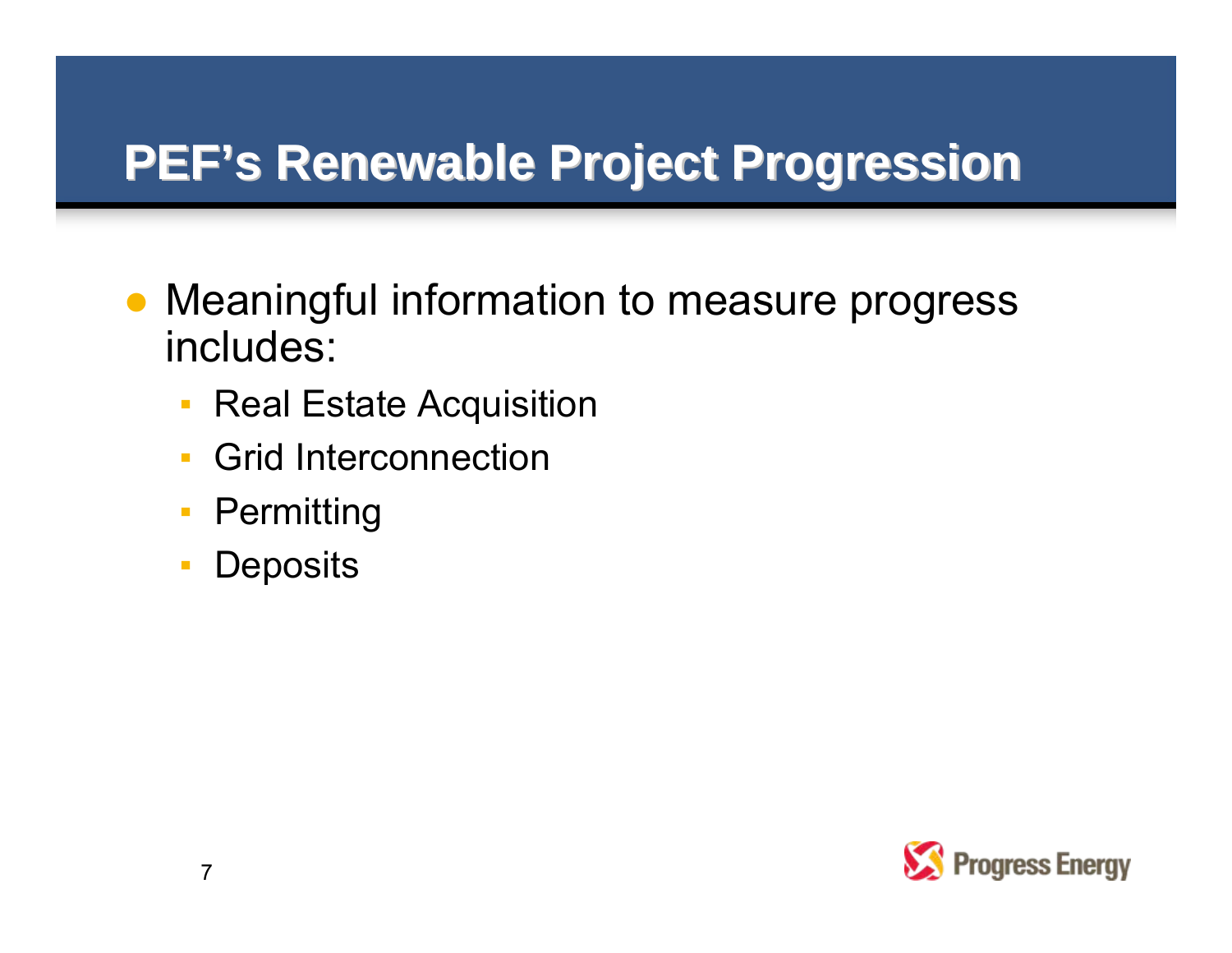# PEF's Renewable Project Progression

- Meaningful information to measure progress includes:
  - Real Estate Acquisition
  - Grid Interconnection
  - Permitting
  - Deposits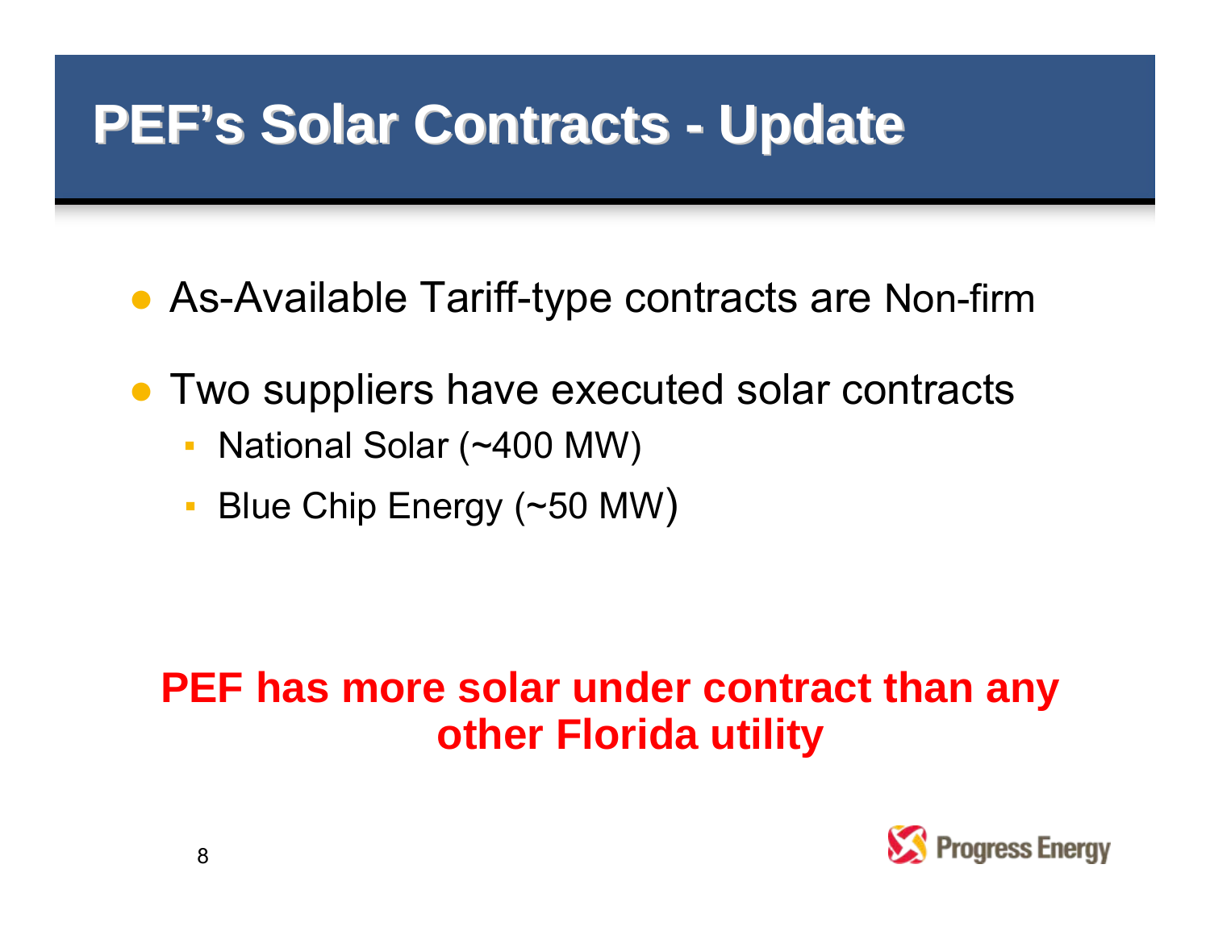# PEF's Solar Contracts - Update

- As-Available Tariff-type contracts are Non-firm
- Two suppliers have executed solar contracts
  - National Solar (~400 MW)
  - Blue Chip Energy (~50 MW)

**PEF has more solar under contract than any other Florida utility**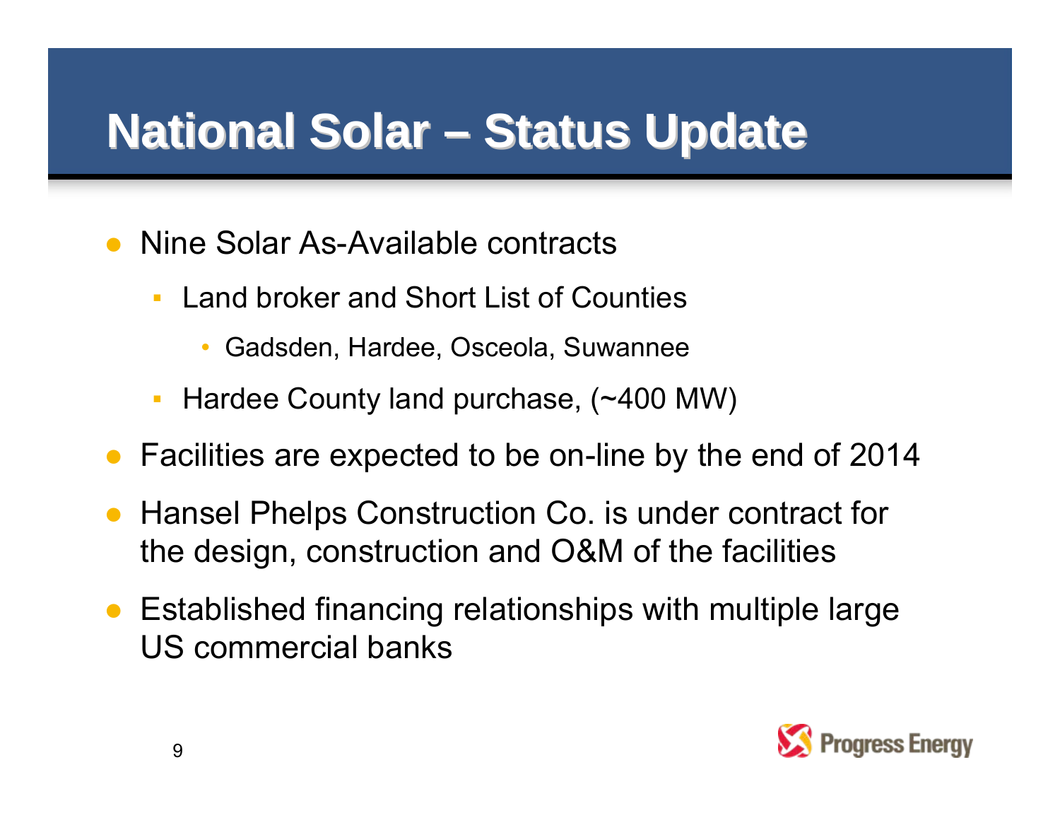# National Solar – Status Update

- Nine Solar As-Available contracts
  - Land broker and Short List of Counties
    - Gadsden, Hardee, Osceola, Suwannee
  - Hardee County land purchase, (~400 MW)
- Facilities are expected to be on-line by the end of 2014
- Hansel Phelps Construction Co. is under contract for the design, construction and O&M of the facilities
- Established financing relationships with multiple large US commercial banks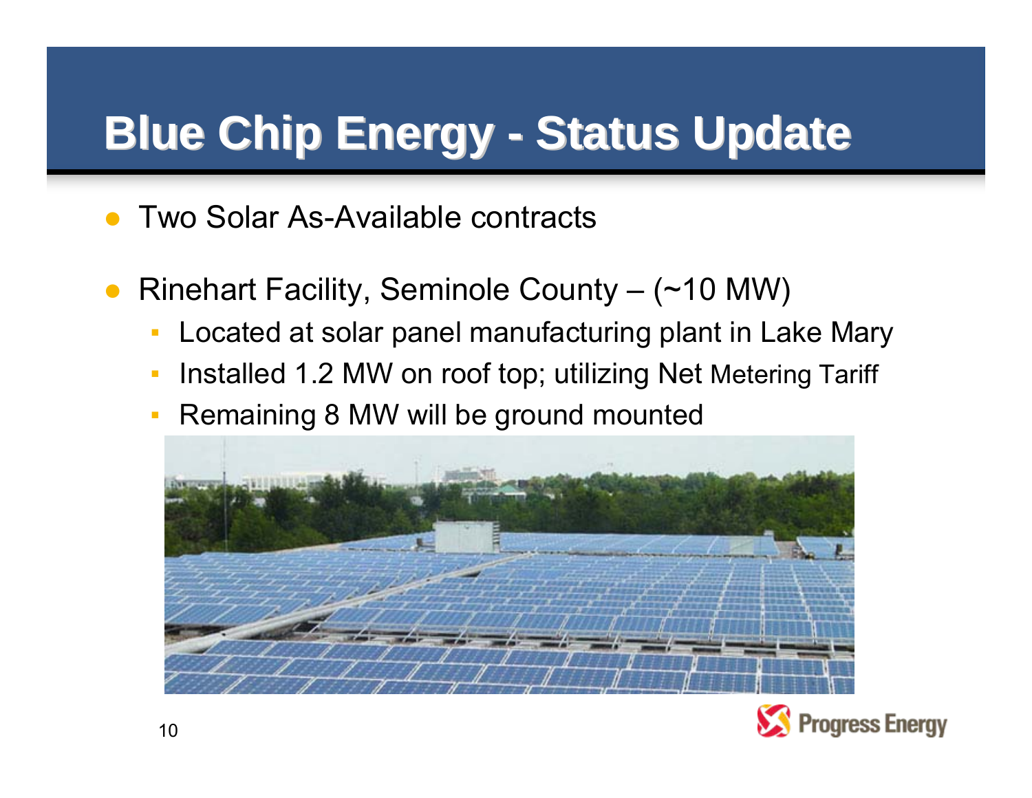# Blue Chip Energy - Status Update

- Two Solar As-Available contracts

- Rinehart Facility, Seminole County – (~10 MW)
  - Located at solar panel manufacturing plant in Lake Mary
  - Installed 1.2 MW on roof top; utilizing Net Metering Tariff
  - Remaining 8 MW will be ground mounted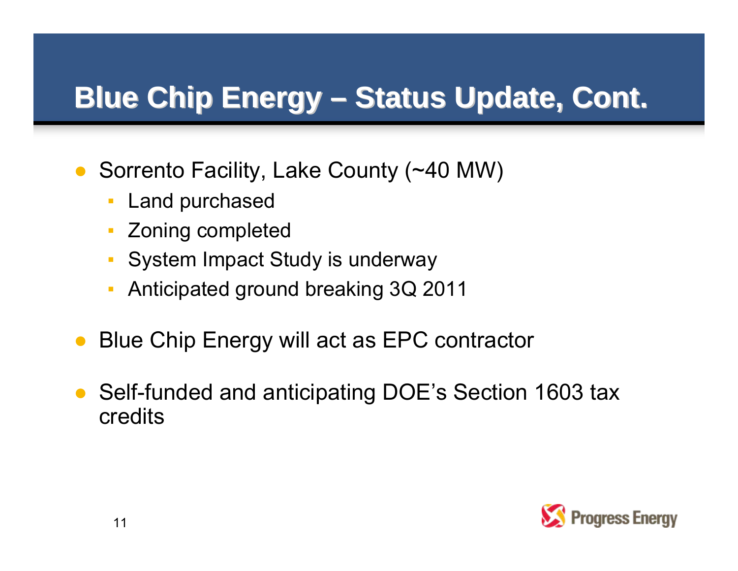# Blue Chip Energy – Status Update, Cont.

- Sorrento Facility, Lake County (~40 MW)
  - Land purchased
  - Zoning completed
  - System Impact Study is underway
  - Anticipated ground breaking 3Q 2011
- Blue Chip Energy will act as EPC contractor
- Self-funded and anticipating DOE's Section 1603 tax credits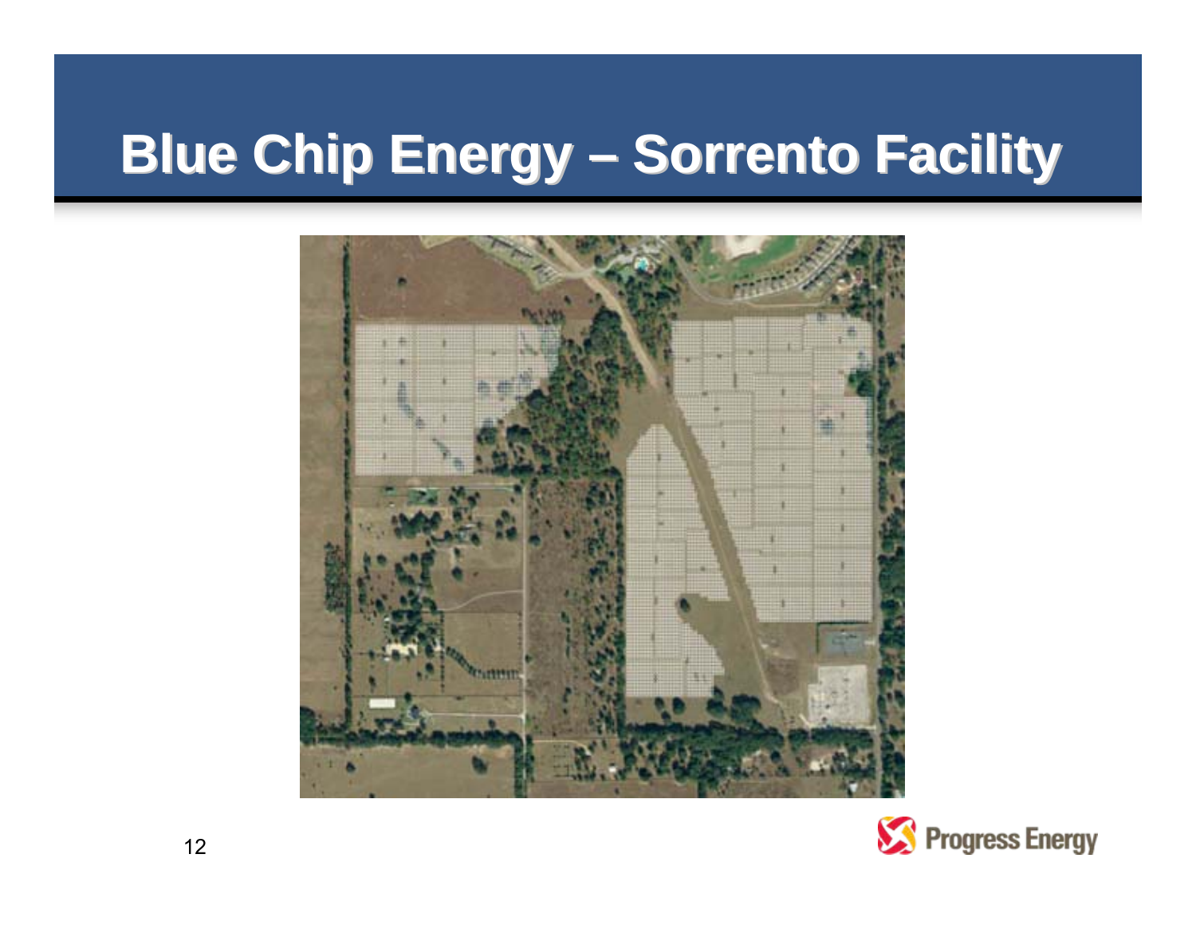# Blue Chip Energy – Sorrento Facility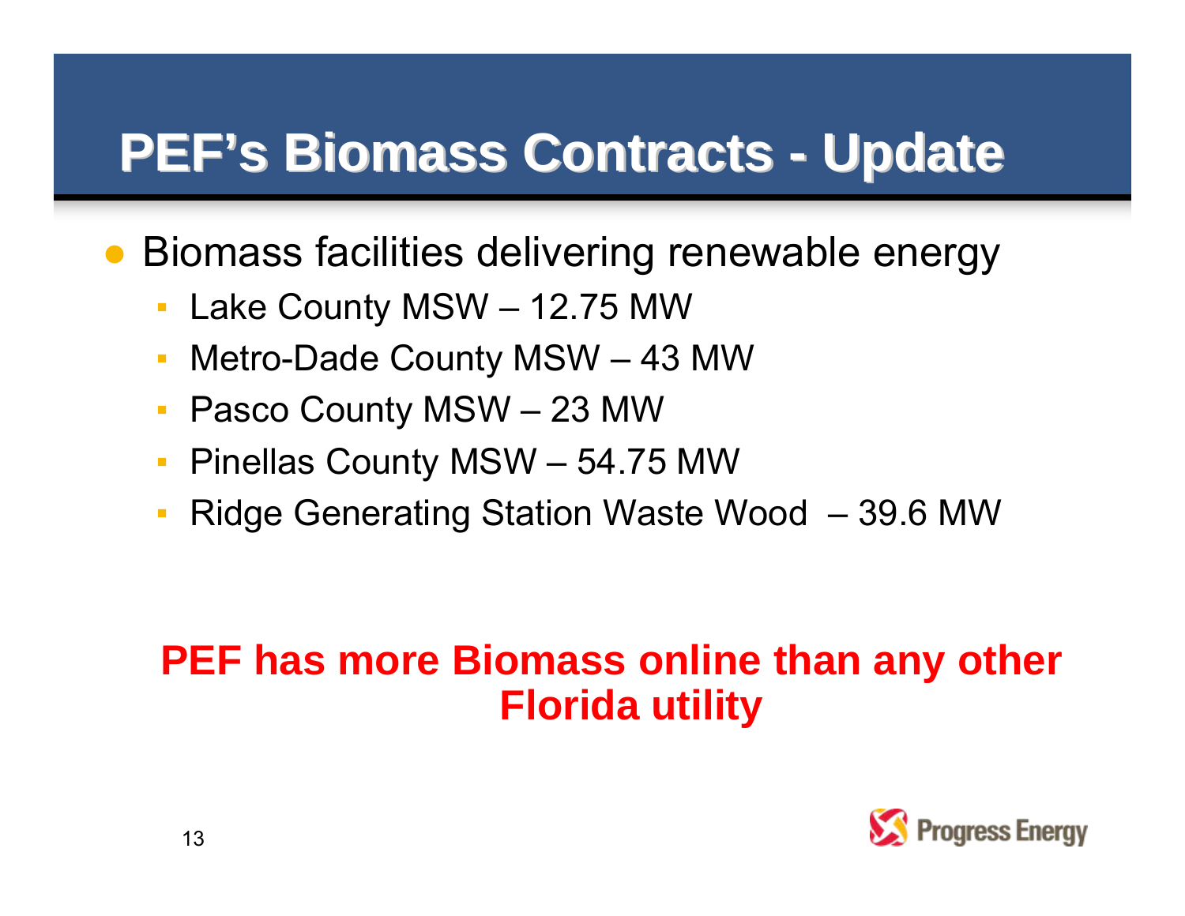# PEF's Biomass Contracts - Update

- Biomass facilities delivering renewable energy
  - Lake County MSW – 12.75 MW
  - Metro-Dade County MSW – 43 MW
  - Pasco County MSW – 23 MW
  - Pinellas County MSW – 54.75 MW
  - Ridge Generating Station Waste Wood – 39.6 MW

**PEF has more Biomass online than any other Florida utility**

Progress Energy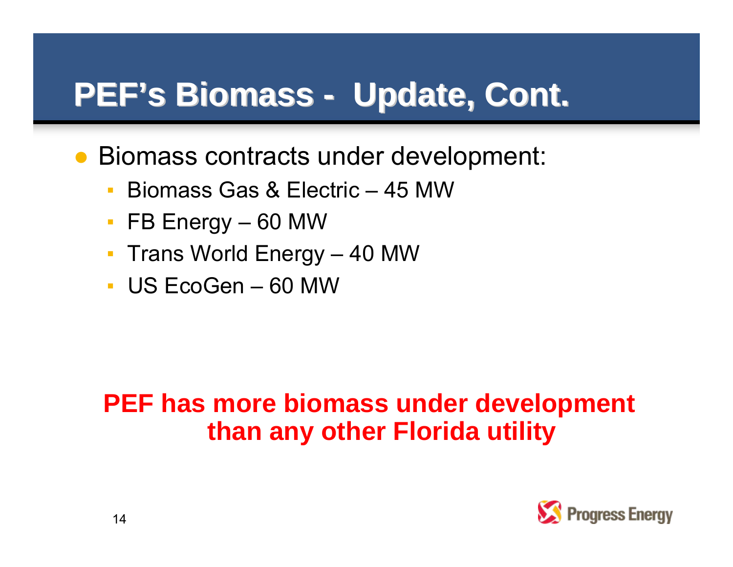# PEF's Biomass - Update, Cont.

- Biomass contracts under development:
  - Biomass Gas & Electric – 45 MW
  - FB Energy – 60 MW
  - Trans World Energy – 40 MW
  - US EcoGen – 60 MW

**PEF has more biomass under development than any other Florida utility**

Progress Energy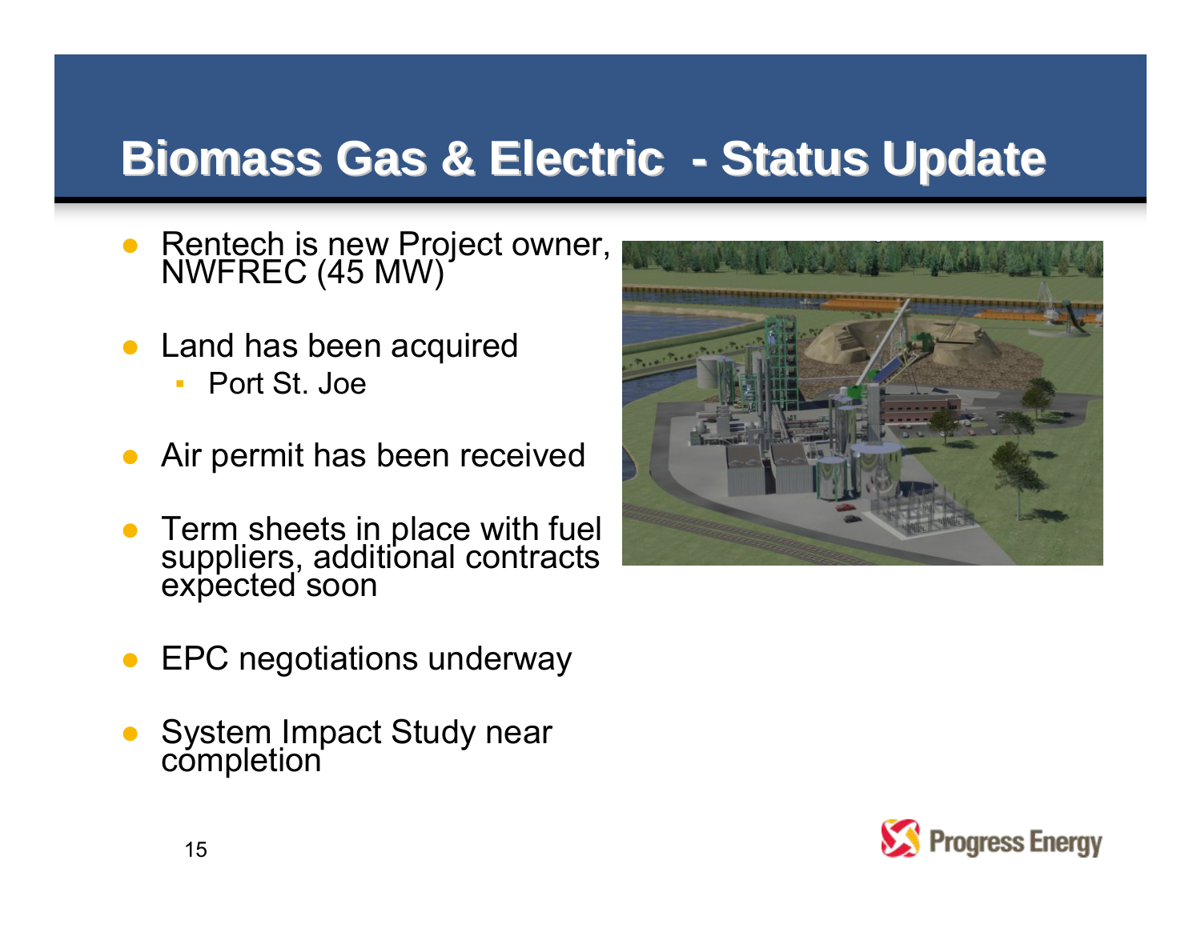# Biomass Gas & Electric - Status Update

- Rentech is new Project owner, NWFREC (45 MW)
- Land has been acquired
  - Port St. Joe
- Air permit has been received
- Term sheets in place with fuel suppliers, additional contracts expected soon
- EPC negotiations underway
- System Impact Study near completion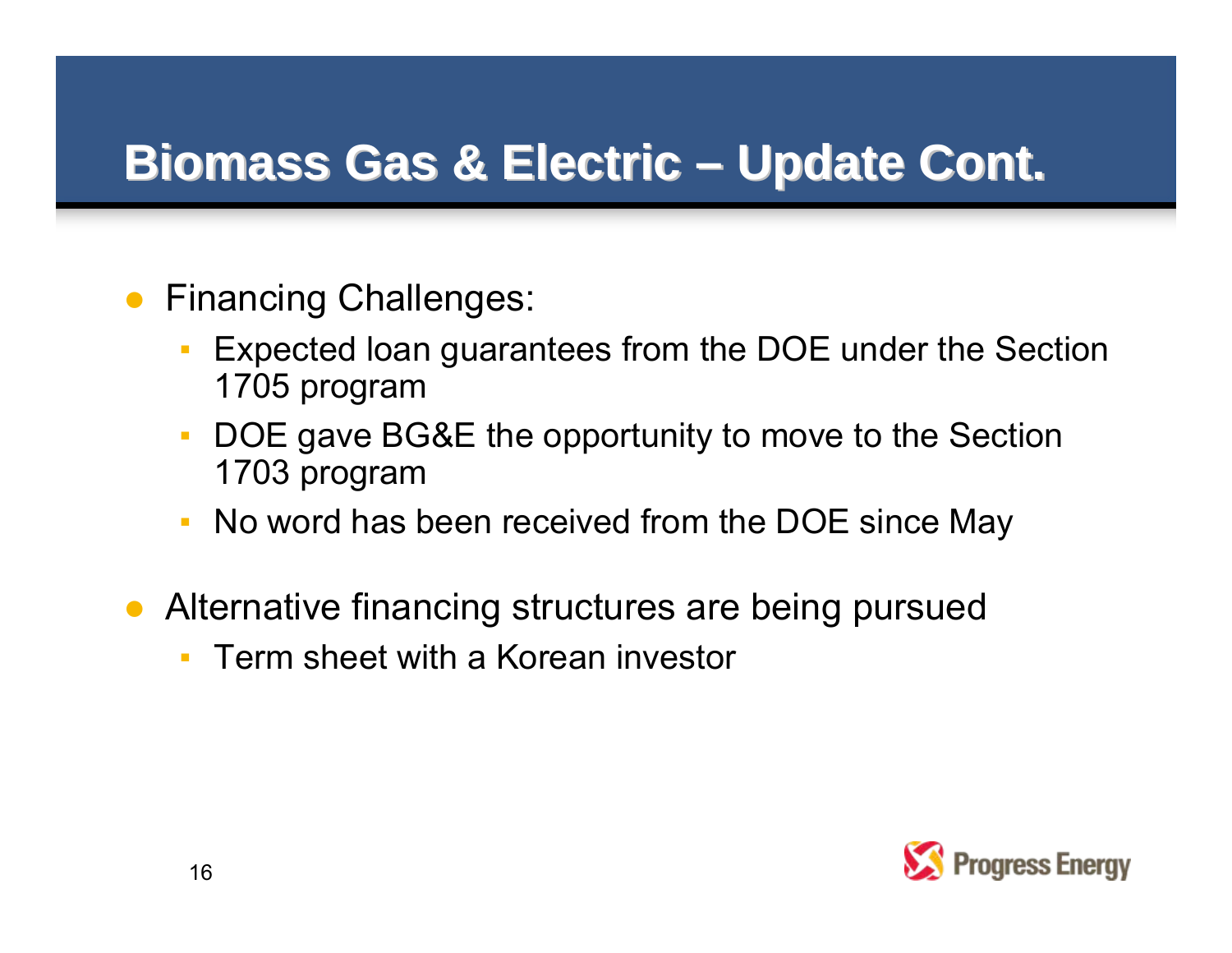# Biomass Gas & Electric – Update Cont.

- Financing Challenges:
  - Expected loan guarantees from the DOE under the Section 1705 program
  - DOE gave BG&E the opportunity to move to the Section 1703 program
  - No word has been received from the DOE since May
- Alternative financing structures are being pursued
  - Term sheet with a Korean investor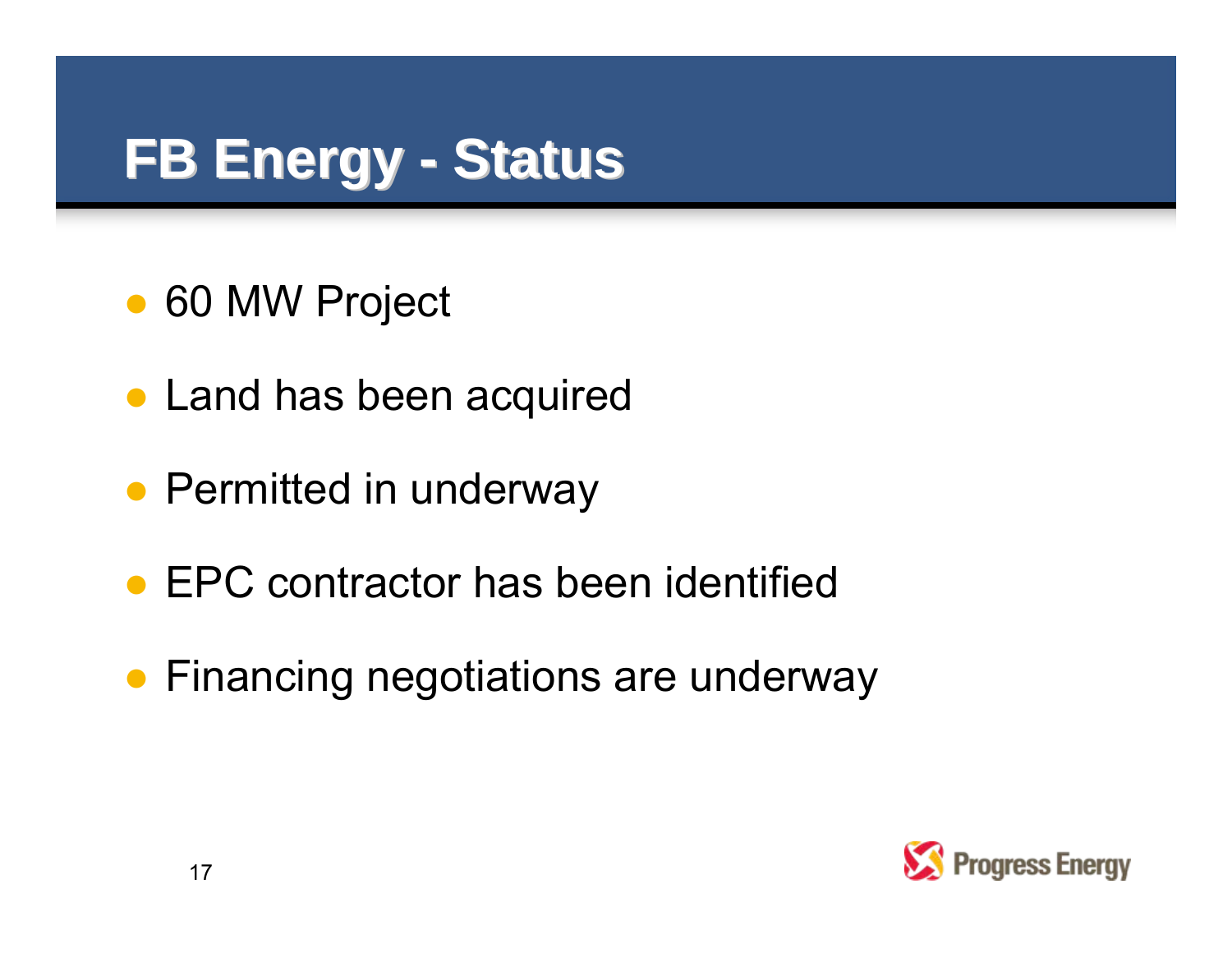# FB Energy - Status

- 60 MW Project
- Land has been acquired
- Permitted in underway
- EPC contractor has been identified
- Financing negotiations are underway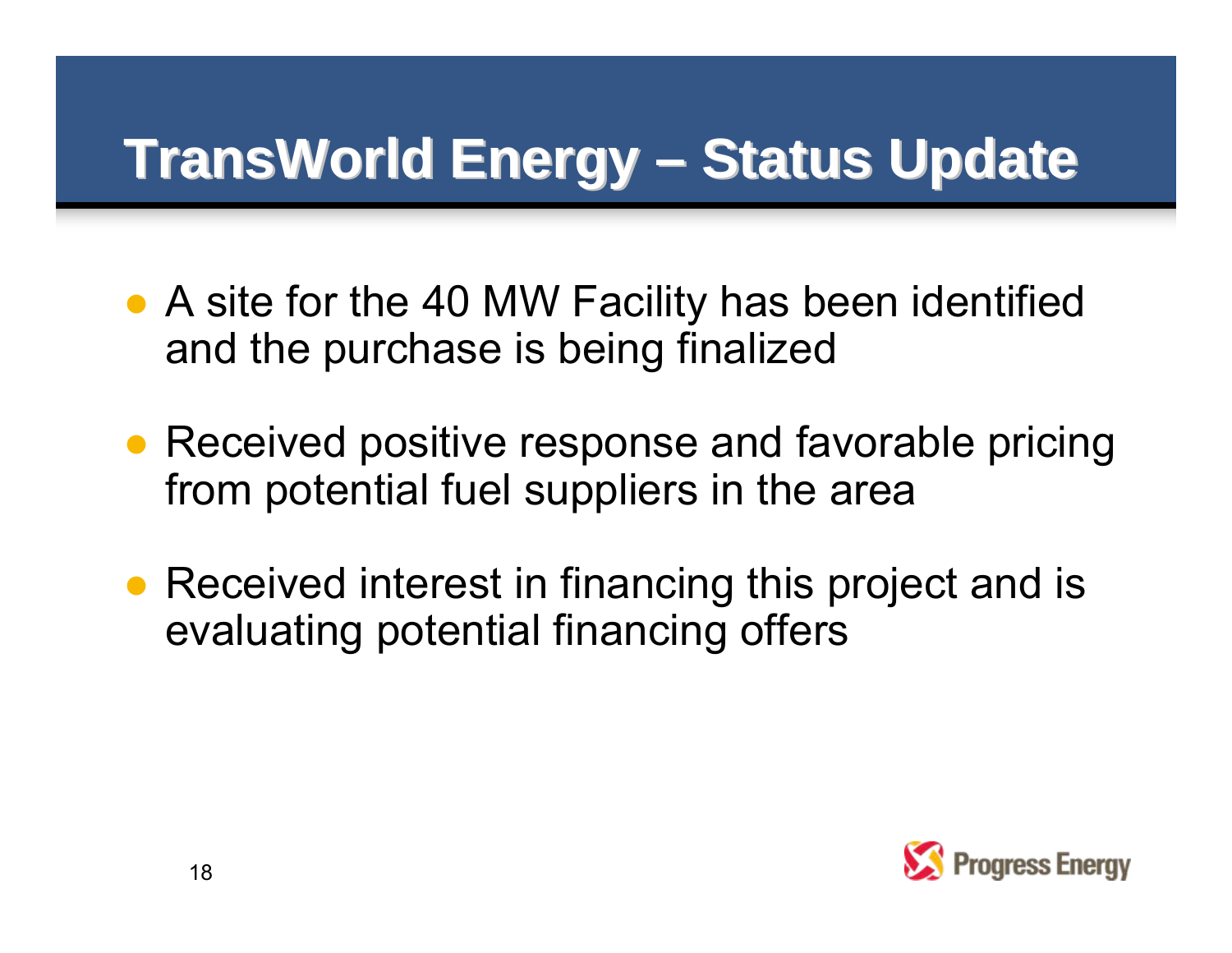# TransWorld Energy – Status Update

- A site for the 40 MW Facility has been identified and the purchase is being finalized
- Received positive response and favorable pricing from potential fuel suppliers in the area
- Received interest in financing this project and is evaluating potential financing offers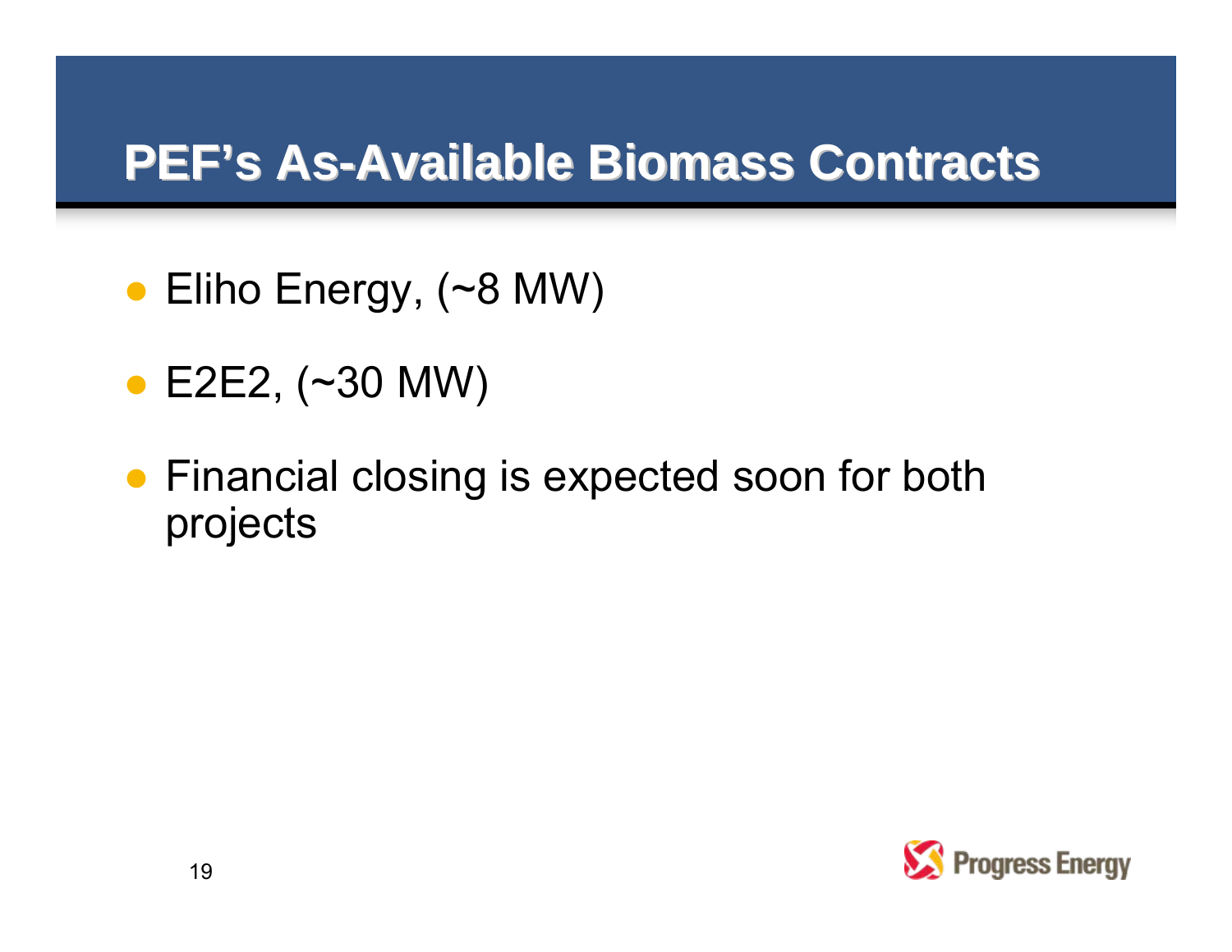# PEF's As-Available Biomass Contracts

- Eliho Energy, (~8 MW)
- E2E2, (~30 MW)
- Financial closing is expected soon for both projects